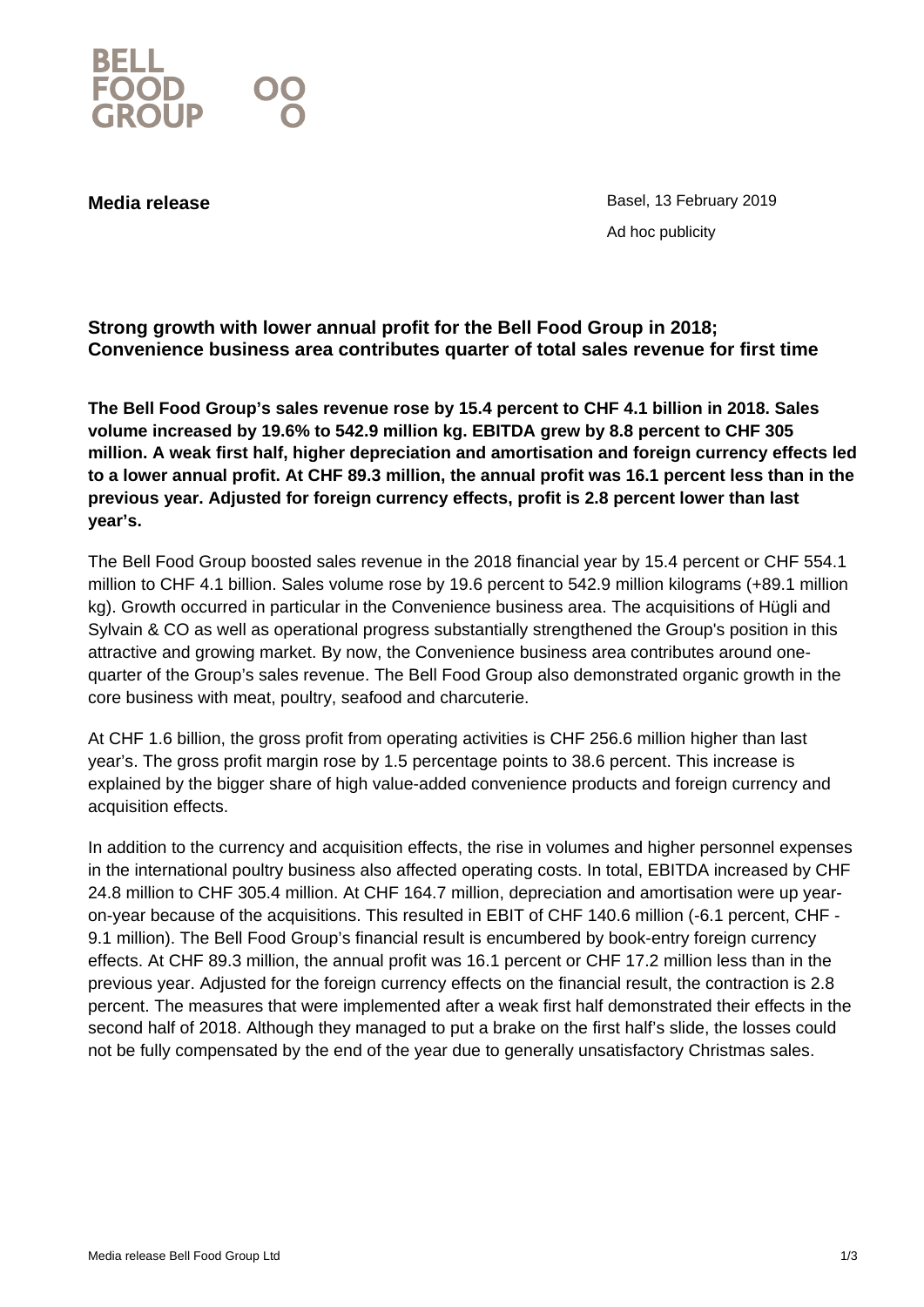BELL FOOD GROUP

**Media release**

Basel, 13 February 2019

Ad hoc publicity

## Strong growth with lower annual profit for the Bell Food Group in 2018; Convenience business area contributes quarter of total sales revenue for first time

**The Bell Food Group's sales revenue rose by 15.4 percent to CHF 4.1 billion in 2018. Sales volume increased by 19.6% to 542.9 million kg. EBITDA grew by 8.8 percent to CHF 305 million. A weak first half, higher depreciation and amortisation and foreign currency effects led to a lower annual profit. At CHF 89.3 million, the annual profit was 16.1 percent less than in the previous year. Adjusted for foreign currency effects, profit is 2.8 percent lower than last year's.**

The Bell Food Group boosted sales revenue in the 2018 financial year by 15.4 percent or CHF 554.1 million to CHF 4.1 billion. Sales volume rose by 19.6 percent to 542.9 million kilograms (+89.1 million kg). Growth occurred in particular in the Convenience business area. The acquisitions of Hügli and Sylvain & CO as well as operational progress substantially strengthened the Group's position in this attractive and growing market. By now, the Convenience business area contributes around one-quarter of the Group's sales revenue. The Bell Food Group also demonstrated organic growth in the core business with meat, poultry, seafood and charcuterie.

At CHF 1.6 billion, the gross profit from operating activities is CHF 256.6 million higher than last year's. The gross profit margin rose by 1.5 percentage points to 38.6 percent. This increase is explained by the bigger share of high value-added convenience products and foreign currency and acquisition effects.

In addition to the currency and acquisition effects, the rise in volumes and higher personnel expenses in the international poultry business also affected operating costs. In total, EBITDA increased by CHF 24.8 million to CHF 305.4 million. At CHF 164.7 million, depreciation and amortisation were up year-on-year because of the acquisitions. This resulted in EBIT of CHF 140.6 million (-6.1 percent, CHF -9.1 million). The Bell Food Group's financial result is encumbered by book-entry foreign currency effects. At CHF 89.3 million, the annual profit was 16.1 percent or CHF 17.2 million less than in the previous year. Adjusted for the foreign currency effects on the financial result, the contraction is 2.8 percent. The measures that were implemented after a weak first half demonstrated their effects in the second half of 2018. Although they managed to put a brake on the first half's slide, the losses could not be fully compensated by the end of the year due to generally unsatisfactory Christmas sales.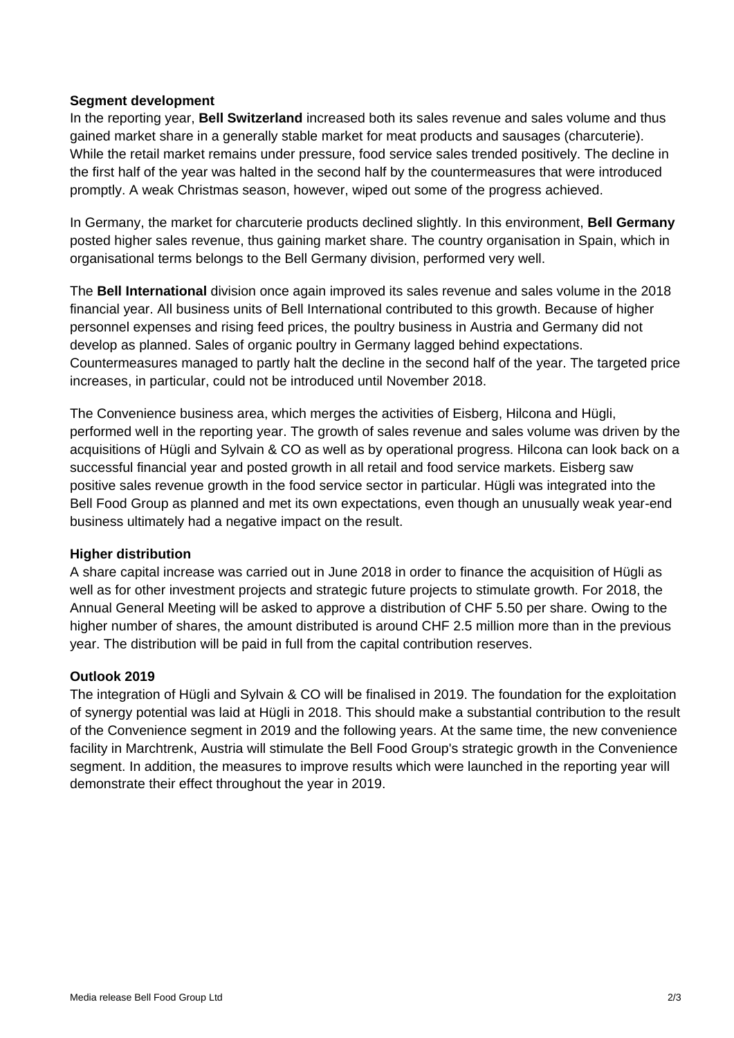**Segment development**

In the reporting year, **Bell Switzerland** increased both its sales revenue and sales volume and thus gained market share in a generally stable market for meat products and sausages (charcuterie). While the retail market remains under pressure, food service sales trended positively. The decline in the first half of the year was halted in the second half by the countermeasures that were introduced promptly. A weak Christmas season, however, wiped out some of the progress achieved.

In Germany, the market for charcuterie products declined slightly. In this environment, **Bell Germany** posted higher sales revenue, thus gaining market share. The country organisation in Spain, which in organisational terms belongs to the Bell Germany division, performed very well.

The **Bell International** division once again improved its sales revenue and sales volume in the 2018 financial year. All business units of Bell International contributed to this growth. Because of higher personnel expenses and rising feed prices, the poultry business in Austria and Germany did not develop as planned. Sales of organic poultry in Germany lagged behind expectations. Countermeasures managed to partly halt the decline in the second half of the year. The targeted price increases, in particular, could not be introduced until November 2018.

The Convenience business area, which merges the activities of Eisberg, Hilcona and Hügli, performed well in the reporting year. The growth of sales revenue and sales volume was driven by the acquisitions of Hügli and Sylvain & CO as well as by operational progress. Hilcona can look back on a successful financial year and posted growth in all retail and food service markets. Eisberg saw positive sales revenue growth in the food service sector in particular. Hügli was integrated into the Bell Food Group as planned and met its own expectations, even though an unusually weak year-end business ultimately had a negative impact on the result.

**Higher distribution**

A share capital increase was carried out in June 2018 in order to finance the acquisition of Hügli as well as for other investment projects and strategic future projects to stimulate growth. For 2018, the Annual General Meeting will be asked to approve a distribution of CHF 5.50 per share. Owing to the higher number of shares, the amount distributed is around CHF 2.5 million more than in the previous year. The distribution will be paid in full from the capital contribution reserves.

**Outlook 2019**

The integration of Hügli and Sylvain & CO will be finalised in 2019. The foundation for the exploitation of synergy potential was laid at Hügli in 2018. This should make a substantial contribution to the result of the Convenience segment in 2019 and the following years. At the same time, the new convenience facility in Marchtrenk, Austria will stimulate the Bell Food Group's strategic growth in the Convenience segment. In addition, the measures to improve results which were launched in the reporting year will demonstrate their effect throughout the year in 2019.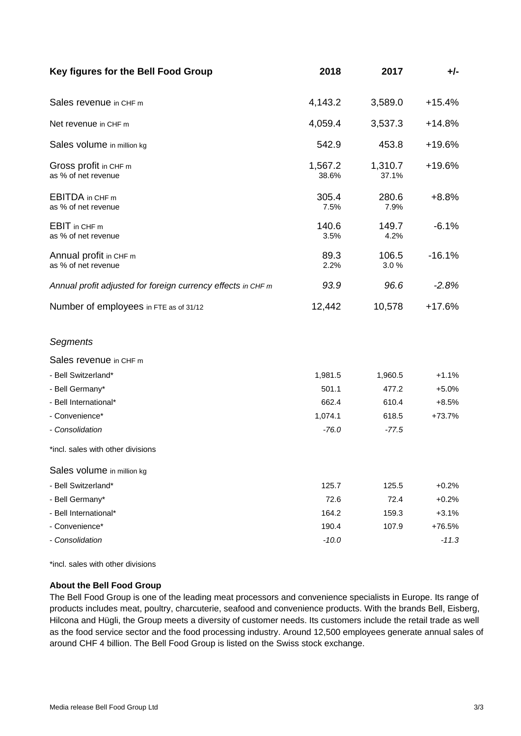| Key figures for the Bell Food Group | 2018 | 2017 | +/- |
|---|---|---|---|
| Sales revenue in CHF m | 4,143.2 | 3,589.0 | +15.4% |
| Net revenue in CHF m | 4,059.4 | 3,537.3 | +14.8% |
| Sales volume in million kg | 542.9 | 453.8 | +19.6% |
| Gross profit in CHF m | 1,567.2 | 1,310.7 | +19.6% |
| as % of net revenue | 38.6% | 37.1% | |
| EBITDA in CHF m | 305.4 | 280.6 | +8.8% |
| as % of net revenue | 7.5% | 7.9% | |
| EBIT in CHF m | 140.6 | 149.7 | -6.1% |
| as % of net revenue | 3.5% | 4.2% | |
| Annual profit in CHF m | 89.3 | 106.5 | -16.1% |
| as % of net revenue | 2.2% | 3.0 % | |
| *Annual profit adjusted for foreign currency effects in CHF m* | *93.9* | *96.6* | *-2.8%* |
| Number of employees in FTE as of 31/12 | 12,442 | 10,578 | +17.6% |

*Segments*

| Sales revenue in CHF m | | | |
|---|---|---|---|
| - Bell Switzerland* | 1,981.5 | 1,960.5 | +1.1% |
| - Bell Germany* | 501.1 | 477.2 | +5.0% |
| - Bell International* | 662.4 | 610.4 | +8.5% |
| - Convenience* | 1,074.1 | 618.5 | +73.7% |
| *- Consolidation* | *-76.0* | *-77.5* | |

*incl. sales with other divisions

| Sales volume in million kg | | | |
|---|---|---|---|
| - Bell Switzerland* | 125.7 | 125.5 | +0.2% |
| - Bell Germany* | 72.6 | 72.4 | +0.2% |
| - Bell International* | 164.2 | 159.3 | +3.1% |
| - Convenience* | 190.4 | 107.9 | +76.5% |
| *- Consolidation* | *-10.0* | | *-11.3* |

*incl. sales with other divisions

**About the Bell Food Group**

The Bell Food Group is one of the leading meat processors and convenience specialists in Europe. Its range of products includes meat, poultry, charcuterie, seafood and convenience products. With the brands Bell, Eisberg, Hilcona and Hügli, the Group meets a diversity of customer needs. Its customers include the retail trade as well as the food service sector and the food processing industry. Around 12,500 employees generate annual sales of around CHF 4 billion. The Bell Food Group is listed on the Swiss stock exchange.